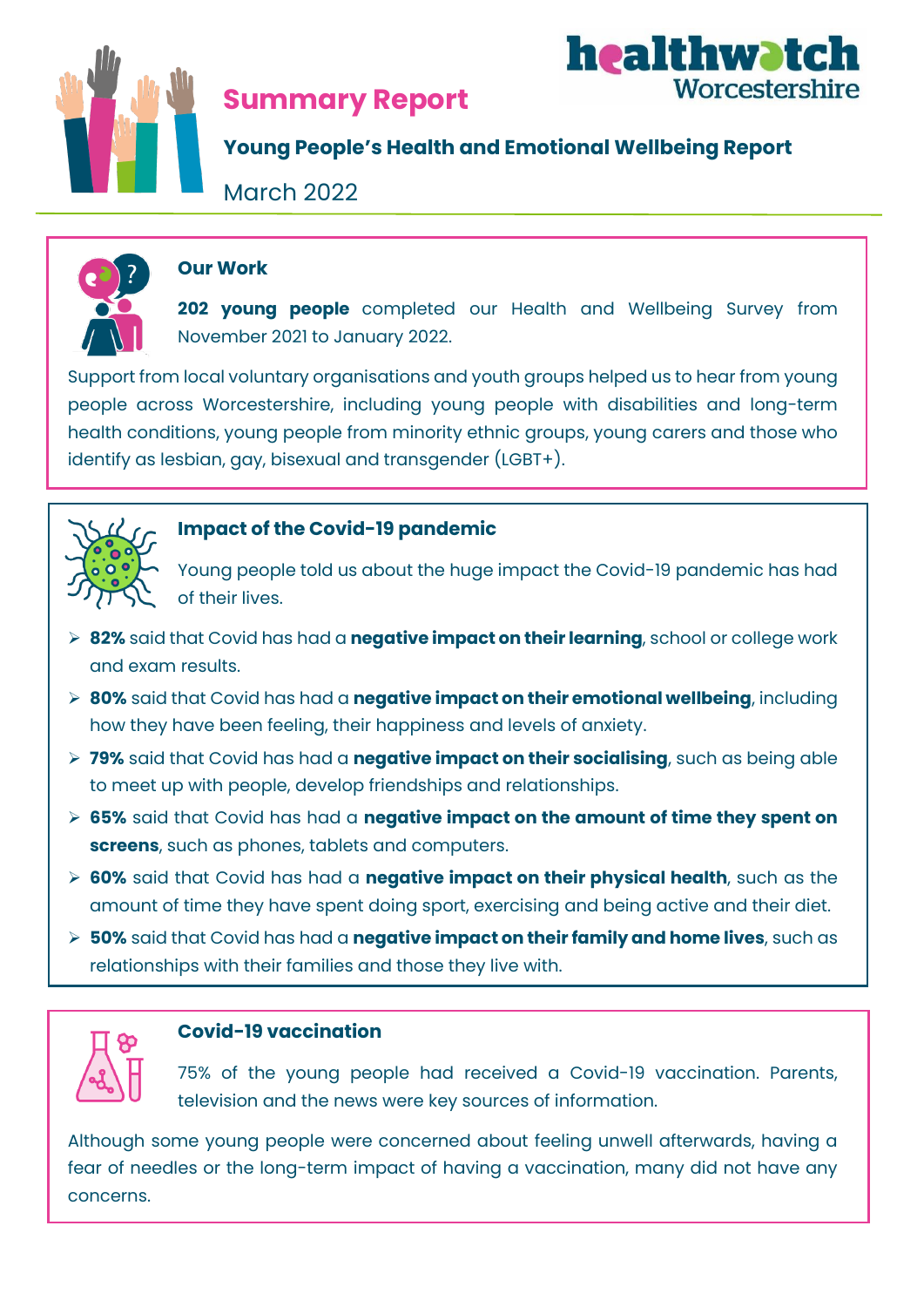healthwatch Worcestershire

# Summary Report

## Young People's Health and Emotional Wellbeing Report

March 2022

### Our Work

**202 young people** completed our Health and Wellbeing Survey from November 2021 to January 2022.

Support from local voluntary organisations and youth groups helped us to hear from young people across Worcestershire, including young people with disabilities and long-term health conditions, young people from minority ethnic groups, young carers and those who identify as lesbian, gay, bisexual and transgender (LGBT+).

### Impact of the Covid-19 pandemic

Young people told us about the huge impact the Covid-19 pandemic has had of their lives.

- **82%** said that Covid has had a **negative impact on their learning**, school or college work and exam results.
- **80%** said that Covid has had a **negative impact on their emotional wellbeing**, including how they have been feeling, their happiness and levels of anxiety.
- **79%** said that Covid has had a **negative impact on their socialising**, such as being able to meet up with people, develop friendships and relationships.
- **65%** said that Covid has had a **negative impact on the amount of time they spent on screens**, such as phones, tablets and computers.
- **60%** said that Covid has had a **negative impact on their physical health**, such as the amount of time they have spent doing sport, exercising and being active and their diet.
- **50%** said that Covid has had a **negative impact on their family and home lives**, such as relationships with their families and those they live with.

### Covid-19 vaccination

75% of the young people had received a Covid-19 vaccination. Parents, television and the news were key sources of information.

Although some young people were concerned about feeling unwell afterwards, having a fear of needles or the long-term impact of having a vaccination, many did not have any concerns.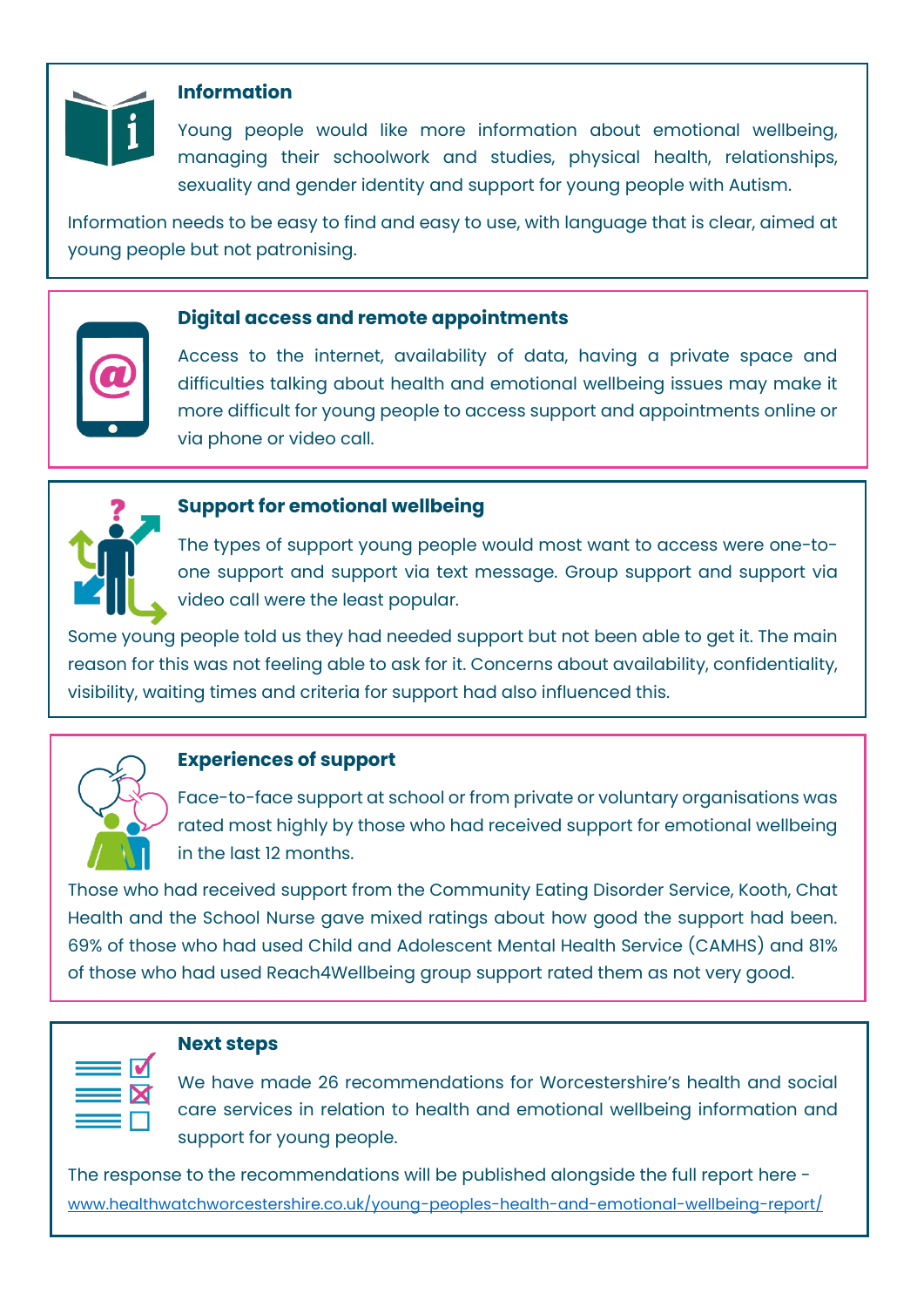## Information

Young people would like more information about emotional wellbeing, managing their schoolwork and studies, physical health, relationships, sexuality and gender identity and support for young people with Autism.

Information needs to be easy to find and easy to use, with language that is clear, aimed at young people but not patronising.

## Digital access and remote appointments

Access to the internet, availability of data, having a private space and difficulties talking about health and emotional wellbeing issues may make it more difficult for young people to access support and appointments online or via phone or video call.

## Support for emotional wellbeing

The types of support young people would most want to access were one-to-one support and support via text message. Group support and support via video call were the least popular.

Some young people told us they had needed support but not been able to get it. The main reason for this was not feeling able to ask for it. Concerns about availability, confidentiality, visibility, waiting times and criteria for support had also influenced this.

## Experiences of support

Face-to-face support at school or from private or voluntary organisations was rated most highly by those who had received support for emotional wellbeing in the last 12 months.

Those who had received support from the Community Eating Disorder Service, Kooth, Chat Health and the School Nurse gave mixed ratings about how good the support had been. 69% of those who had used Child and Adolescent Mental Health Service (CAMHS) and 81% of those who had used Reach4Wellbeing group support rated them as not very good.

## Next steps

We have made 26 recommendations for Worcestershire's health and social care services in relation to health and emotional wellbeing information and support for young people.

The response to the recommendations will be published alongside the full report here - [www.healthwatchworcestershire.co.uk/young-peoples-health-and-emotional-wellbeing-report/](www.healthwatchworcestershire.co.uk/young-peoples-health-and-emotional-wellbeing-report/)